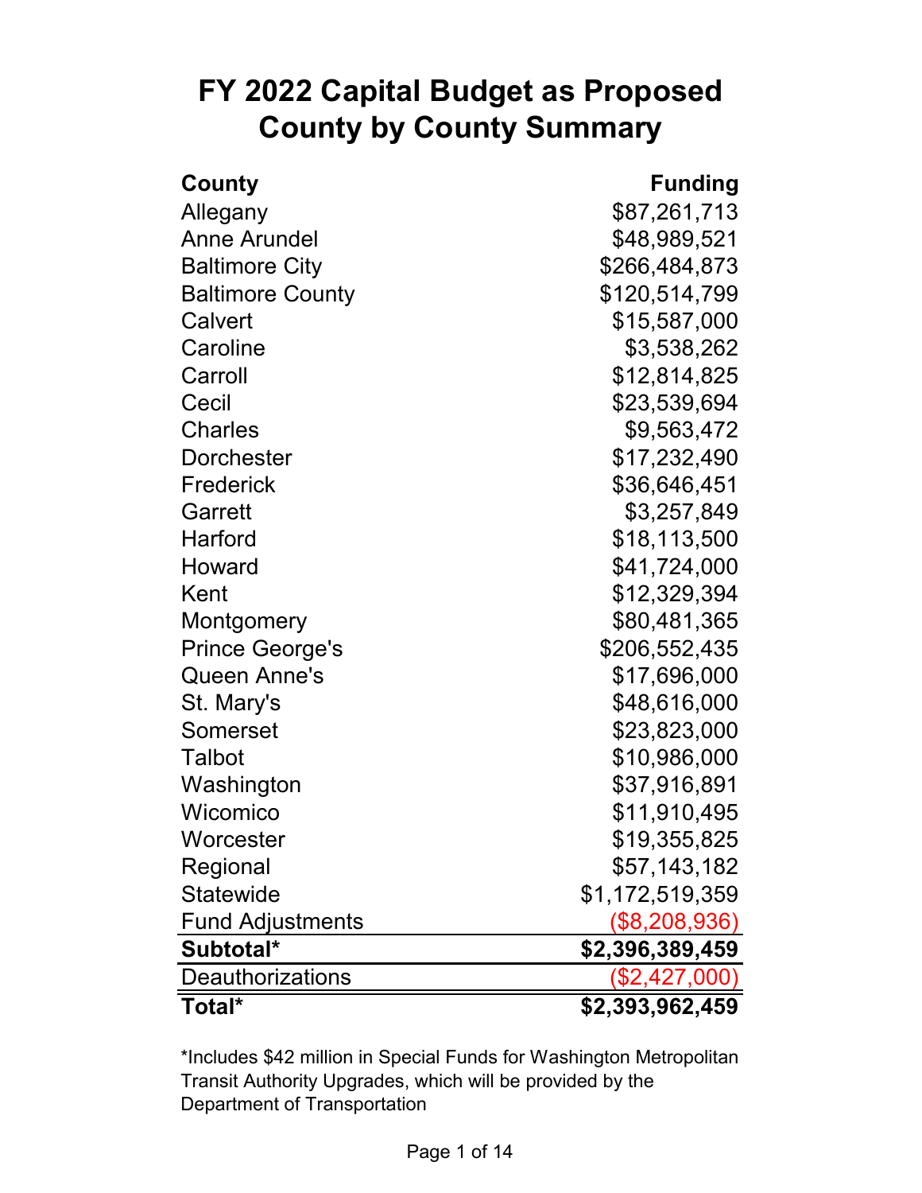# FY 2022 Capital Budget as Proposed
# County by County Summary

| County | Funding |
|---|---:|
| Allegany | $87,261,713 |
| Anne Arundel | $48,989,521 |
| Baltimore City | $266,484,873 |
| Baltimore County | $120,514,799 |
| Calvert | $15,587,000 |
| Caroline | $3,538,262 |
| Carroll | $12,814,825 |
| Cecil | $23,539,694 |
| Charles | $9,563,472 |
| Dorchester | $17,232,490 |
| Frederick | $36,646,451 |
| Garrett | $3,257,849 |
| Harford | $18,113,500 |
| Howard | $41,724,000 |
| Kent | $12,329,394 |
| Montgomery | $80,481,365 |
| Prince George's | $206,552,435 |
| Queen Anne's | $17,696,000 |
| St. Mary's | $48,616,000 |
| Somerset | $23,823,000 |
| Talbot | $10,986,000 |
| Washington | $37,916,891 |
| Wicomico | $11,910,495 |
| Worcester | $19,355,825 |
| Regional | $57,143,182 |
| Statewide | $1,172,519,359 |
| Fund Adjustments | ($8,208,936) |
| **Subtotal*** | **$2,396,389,459** |
| Deauthorizations | ($2,427,000) |
| **Total*** | **$2,393,962,459** |

*Includes $42 million in Special Funds for Washington Metropolitan Transit Authority Upgrades, which will be provided by the Department of Transportation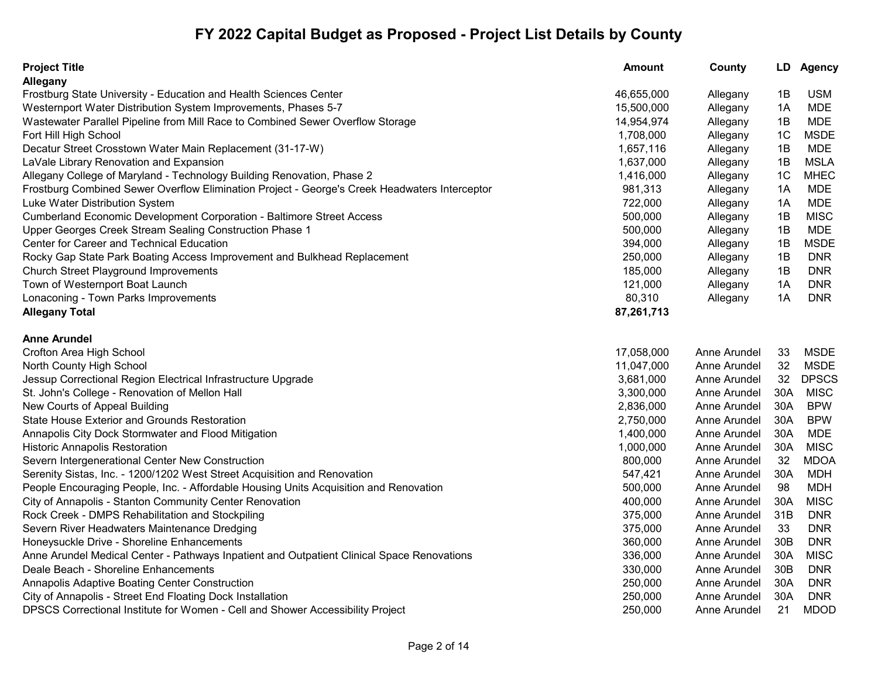# FY 2022 Capital Budget as Proposed - Project List Details by County

| Project Title | Amount | County | LD | Agency |
|---|---|---|---|---|
| **Allegany** | | | | |
| Frostburg State University - Education and Health Sciences Center | 46,655,000 | Allegany | 1B | USM |
| Westernport Water Distribution System Improvements, Phases 5-7 | 15,500,000 | Allegany | 1A | MDE |
| Wastewater Parallel Pipeline from Mill Race to Combined Sewer Overflow Storage | 14,954,974 | Allegany | 1B | MDE |
| Fort Hill High School | 1,708,000 | Allegany | 1C | MSDE |
| Decatur Street Crosstown Water Main Replacement (31-17-W) | 1,657,116 | Allegany | 1B | MDE |
| LaVale Library Renovation and Expansion | 1,637,000 | Allegany | 1B | MSLA |
| Allegany College of Maryland - Technology Building Renovation, Phase 2 | 1,416,000 | Allegany | 1C | MHEC |
| Frostburg Combined Sewer Overflow Elimination Project - George's Creek Headwaters Interceptor | 981,313 | Allegany | 1A | MDE |
| Luke Water Distribution System | 722,000 | Allegany | 1A | MDE |
| Cumberland Economic Development Corporation - Baltimore Street Access | 500,000 | Allegany | 1B | MISC |
| Upper Georges Creek Stream Sealing Construction Phase 1 | 500,000 | Allegany | 1B | MDE |
| Center for Career and Technical Education | 394,000 | Allegany | 1B | MSDE |
| Rocky Gap State Park Boating Access Improvement and Bulkhead Replacement | 250,000 | Allegany | 1B | DNR |
| Church Street Playground Improvements | 185,000 | Allegany | 1B | DNR |
| Town of Westernport Boat Launch | 121,000 | Allegany | 1A | DNR |
| Lonaconing - Town Parks Improvements | 80,310 | Allegany | 1A | DNR |
| **Allegany Total** | **87,261,713** | | | |
| | | | | |
| **Anne Arundel** | | | | |
| Crofton Area High School | 17,058,000 | Anne Arundel | 33 | MSDE |
| North County High School | 11,047,000 | Anne Arundel | 32 | MSDE |
| Jessup Correctional Region Electrical Infrastructure Upgrade | 3,681,000 | Anne Arundel | 32 | DPSCS |
| St. John's College - Renovation of Mellon Hall | 3,300,000 | Anne Arundel | 30A | MISC |
| New Courts of Appeal Building | 2,836,000 | Anne Arundel | 30A | BPW |
| State House Exterior and Grounds Restoration | 2,750,000 | Anne Arundel | 30A | BPW |
| Annapolis City Dock Stormwater and Flood Mitigation | 1,400,000 | Anne Arundel | 30A | MDE |
| Historic Annapolis Restoration | 1,000,000 | Anne Arundel | 30A | MISC |
| Severn Intergenerational Center New Construction | 800,000 | Anne Arundel | 32 | MDOA |
| Serenity Sistas, Inc. - 1200/1202 West Street Acquisition and Renovation | 547,421 | Anne Arundel | 30A | MDH |
| People Encouraging People, Inc. - Affordable Housing Units Acquisition and Renovation | 500,000 | Anne Arundel | 98 | MDH |
| City of Annapolis - Stanton Community Center Renovation | 400,000 | Anne Arundel | 30A | MISC |
| Rock Creek - DMPS Rehabilitation and Stockpiling | 375,000 | Anne Arundel | 31B | DNR |
| Severn River Headwaters Maintenance Dredging | 375,000 | Anne Arundel | 33 | DNR |
| Honeysuckle Drive - Shoreline Enhancements | 360,000 | Anne Arundel | 30B | DNR |
| Anne Arundel Medical Center - Pathways Inpatient and Outpatient Clinical Space Renovations | 336,000 | Anne Arundel | 30A | MISC |
| Deale Beach - Shoreline Enhancements | 330,000 | Anne Arundel | 30B | DNR |
| Annapolis Adaptive Boating Center Construction | 250,000 | Anne Arundel | 30A | DNR |
| City of Annapolis - Street End Floating Dock Installation | 250,000 | Anne Arundel | 30A | DNR |
| DPSCS Correctional Institute for Women - Cell and Shower Accessibility Project | 250,000 | Anne Arundel | 21 | MDOD |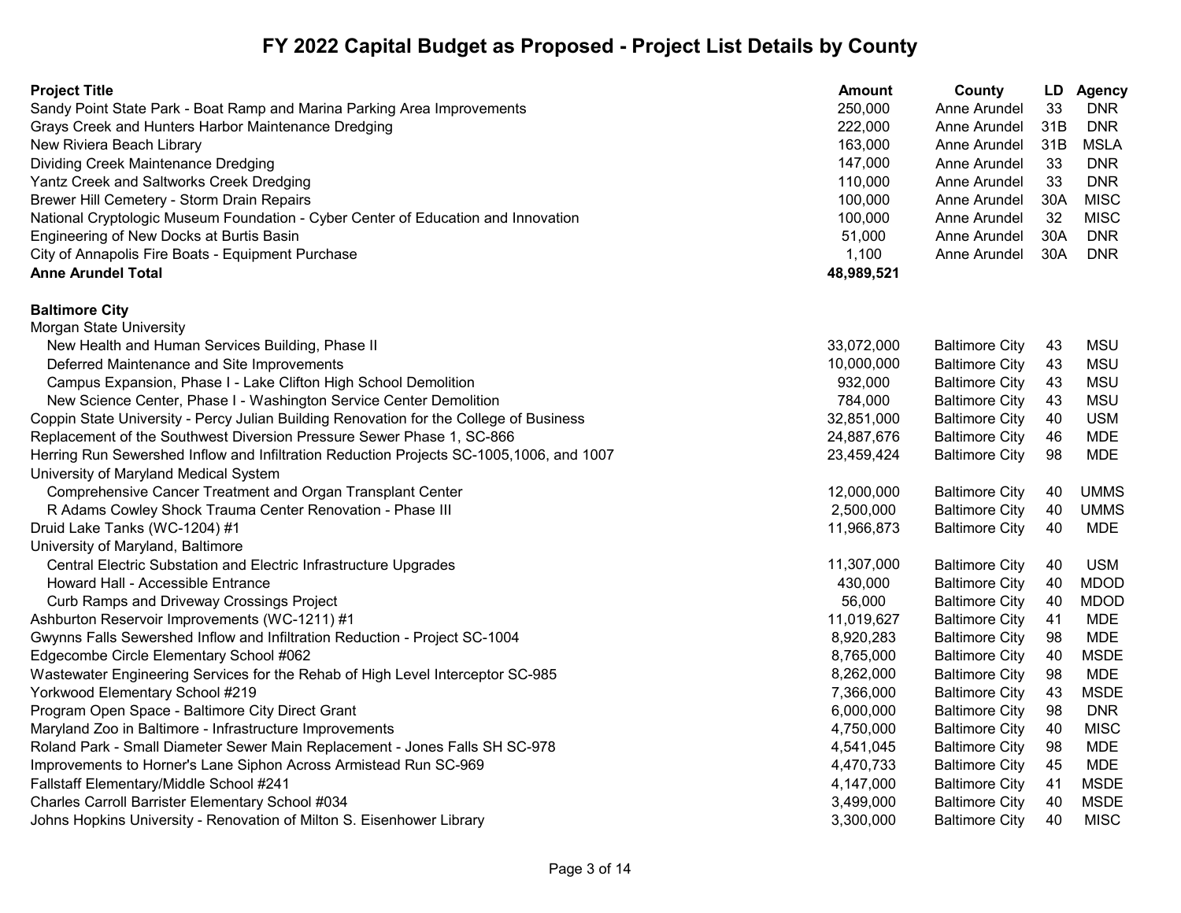# FY 2022 Capital Budget as Proposed - Project List Details by County

| Project Title | Amount | County | LD | Agency |
|---|---|---|---|---|
| Sandy Point State Park - Boat Ramp and Marina Parking Area Improvements | 250,000 | Anne Arundel | 33 | DNR |
| Grays Creek and Hunters Harbor Maintenance Dredging | 222,000 | Anne Arundel | 31B | DNR |
| New Riviera Beach Library | 163,000 | Anne Arundel | 31B | MSLA |
| Dividing Creek Maintenance Dredging | 147,000 | Anne Arundel | 33 | DNR |
| Yantz Creek and Saltworks Creek Dredging | 110,000 | Anne Arundel | 33 | DNR |
| Brewer Hill Cemetery - Storm Drain Repairs | 100,000 | Anne Arundel | 30A | MISC |
| National Cryptologic Museum Foundation - Cyber Center of Education and Innovation | 100,000 | Anne Arundel | 32 | MISC |
| Engineering of New Docks at Burtis Basin | 51,000 | Anne Arundel | 30A | DNR |
| City of Annapolis Fire Boats - Equipment Purchase | 1,100 | Anne Arundel | 30A | DNR |
| **Anne Arundel Total** | **48,989,521** | | | |
| | | | | |
| **Baltimore City** | | | | |
| Morgan State University | | | | |
| New Health and Human Services Building, Phase II | 33,072,000 | Baltimore City | 43 | MSU |
| Deferred Maintenance and Site Improvements | 10,000,000 | Baltimore City | 43 | MSU |
| Campus Expansion, Phase I - Lake Clifton High School Demolition | 932,000 | Baltimore City | 43 | MSU |
| New Science Center, Phase I - Washington Service Center Demolition | 784,000 | Baltimore City | 43 | MSU |
| Coppin State University - Percy Julian Building Renovation for the College of Business | 32,851,000 | Baltimore City | 40 | USM |
| Replacement of the Southwest Diversion Pressure Sewer Phase 1, SC-866 | 24,887,676 | Baltimore City | 46 | MDE |
| Herring Run Sewershed Inflow and Infiltration Reduction Projects SC-1005,1006, and 1007 | 23,459,424 | Baltimore City | 98 | MDE |
| University of Maryland Medical System | | | | |
| Comprehensive Cancer Treatment and Organ Transplant Center | 12,000,000 | Baltimore City | 40 | UMMS |
| R Adams Cowley Shock Trauma Center Renovation - Phase III | 2,500,000 | Baltimore City | 40 | UMMS |
| Druid Lake Tanks (WC-1204) #1 | 11,966,873 | Baltimore City | 40 | MDE |
| University of Maryland, Baltimore | | | | |
| Central Electric Substation and Electric Infrastructure Upgrades | 11,307,000 | Baltimore City | 40 | USM |
| Howard Hall - Accessible Entrance | 430,000 | Baltimore City | 40 | MDOD |
| Curb Ramps and Driveway Crossings Project | 56,000 | Baltimore City | 40 | MDOD |
| Ashburton Reservoir Improvements (WC-1211) #1 | 11,019,627 | Baltimore City | 41 | MDE |
| Gwynns Falls Sewershed Inflow and Infiltration Reduction - Project SC-1004 | 8,920,283 | Baltimore City | 98 | MDE |
| Edgecombe Circle Elementary School #062 | 8,765,000 | Baltimore City | 40 | MSDE |
| Wastewater Engineering Services for the Rehab of High Level Interceptor SC-985 | 8,262,000 | Baltimore City | 98 | MDE |
| Yorkwood Elementary School #219 | 7,366,000 | Baltimore City | 43 | MSDE |
| Program Open Space - Baltimore City Direct Grant | 6,000,000 | Baltimore City | 98 | DNR |
| Maryland Zoo in Baltimore - Infrastructure Improvements | 4,750,000 | Baltimore City | 40 | MISC |
| Roland Park - Small Diameter Sewer Main Replacement - Jones Falls SH SC-978 | 4,541,045 | Baltimore City | 98 | MDE |
| Improvements to Horner's Lane Siphon Across Armistead Run SC-969 | 4,470,733 | Baltimore City | 45 | MDE |
| Fallstaff Elementary/Middle School #241 | 4,147,000 | Baltimore City | 41 | MSDE |
| Charles Carroll Barrister Elementary School #034 | 3,499,000 | Baltimore City | 40 | MSDE |
| Johns Hopkins University - Renovation of Milton S. Eisenhower Library | 3,300,000 | Baltimore City | 40 | MISC |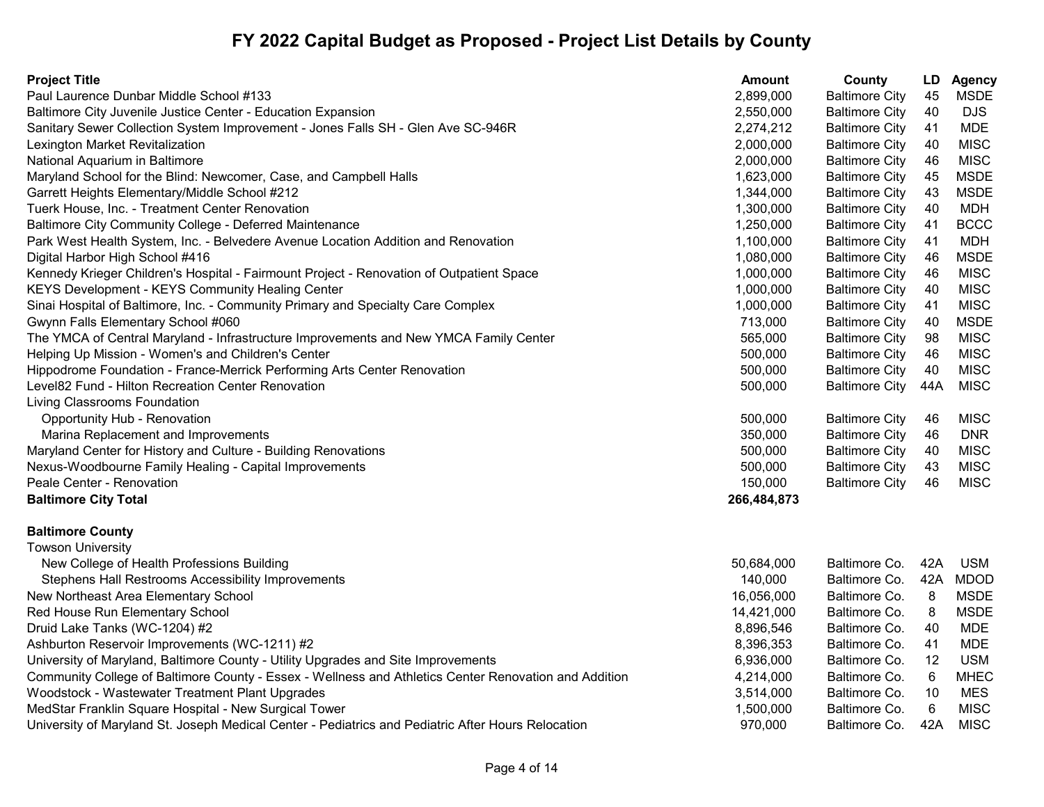# FY 2022 Capital Budget as Proposed - Project List Details by County

| Project Title | Amount | County | LD | Agency |
|---|---|---|---|---|
| Paul Laurence Dunbar Middle School #133 | 2,899,000 | Baltimore City | 45 | MSDE |
| Baltimore City Juvenile Justice Center - Education Expansion | 2,550,000 | Baltimore City | 40 | DJS |
| Sanitary Sewer Collection System Improvement - Jones Falls SH - Glen Ave SC-946R | 2,274,212 | Baltimore City | 41 | MDE |
| Lexington Market Revitalization | 2,000,000 | Baltimore City | 40 | MISC |
| National Aquarium in Baltimore | 2,000,000 | Baltimore City | 46 | MISC |
| Maryland School for the Blind: Newcomer, Case, and Campbell Halls | 1,623,000 | Baltimore City | 45 | MSDE |
| Garrett Heights Elementary/Middle School #212 | 1,344,000 | Baltimore City | 43 | MSDE |
| Tuerk House, Inc. - Treatment Center Renovation | 1,300,000 | Baltimore City | 40 | MDH |
| Baltimore City Community College - Deferred Maintenance | 1,250,000 | Baltimore City | 41 | BCCC |
| Park West Health System, Inc. - Belvedere Avenue Location Addition and Renovation | 1,100,000 | Baltimore City | 41 | MDH |
| Digital Harbor High School #416 | 1,080,000 | Baltimore City | 46 | MSDE |
| Kennedy Krieger Children's Hospital - Fairmount Project - Renovation of Outpatient Space | 1,000,000 | Baltimore City | 46 | MISC |
| KEYS Development - KEYS Community Healing Center | 1,000,000 | Baltimore City | 40 | MISC |
| Sinai Hospital of Baltimore, Inc. - Community Primary and Specialty Care Complex | 1,000,000 | Baltimore City | 41 | MISC |
| Gwynn Falls Elementary School #060 | 713,000 | Baltimore City | 40 | MSDE |
| The YMCA of Central Maryland - Infrastructure Improvements and New YMCA Family Center | 565,000 | Baltimore City | 98 | MISC |
| Helping Up Mission - Women's and Children's Center | 500,000 | Baltimore City | 46 | MISC |
| Hippodrome Foundation - France-Merrick Performing Arts Center Renovation | 500,000 | Baltimore City | 40 | MISC |
| Level82 Fund - Hilton Recreation Center Renovation | 500,000 | Baltimore City | 44A | MISC |
| Living Classrooms Foundation | | | | |
| Opportunity Hub - Renovation | 500,000 | Baltimore City | 46 | MISC |
| Marina Replacement and Improvements | 350,000 | Baltimore City | 46 | DNR |
| Maryland Center for History and Culture - Building Renovations | 500,000 | Baltimore City | 40 | MISC |
| Nexus-Woodbourne Family Healing - Capital Improvements | 500,000 | Baltimore City | 43 | MISC |
| Peale Center - Renovation | 150,000 | Baltimore City | 46 | MISC |
| **Baltimore City Total** | **266,484,873** | | | |
| | | | | |
| **Baltimore County** | | | | |
| Towson University | | | | |
| New College of Health Professions Building | 50,684,000 | Baltimore Co. | 42A | USM |
| Stephens Hall Restrooms Accessibility Improvements | 140,000 | Baltimore Co. | 42A | MDOD |
| New Northeast Area Elementary School | 16,056,000 | Baltimore Co. | 8 | MSDE |
| Red House Run Elementary School | 14,421,000 | Baltimore Co. | 8 | MSDE |
| Druid Lake Tanks (WC-1204) #2 | 8,896,546 | Baltimore Co. | 40 | MDE |
| Ashburton Reservoir Improvements (WC-1211) #2 | 8,396,353 | Baltimore Co. | 41 | MDE |
| University of Maryland, Baltimore County - Utility Upgrades and Site Improvements | 6,936,000 | Baltimore Co. | 12 | USM |
| Community College of Baltimore County - Essex - Wellness and Athletics Center Renovation and Addition | 4,214,000 | Baltimore Co. | 6 | MHEC |
| Woodstock - Wastewater Treatment Plant Upgrades | 3,514,000 | Baltimore Co. | 10 | MES |
| MedStar Franklin Square Hospital - New Surgical Tower | 1,500,000 | Baltimore Co. | 6 | MISC |
| University of Maryland St. Joseph Medical Center - Pediatrics and Pediatric After Hours Relocation | 970,000 | Baltimore Co. | 42A | MISC |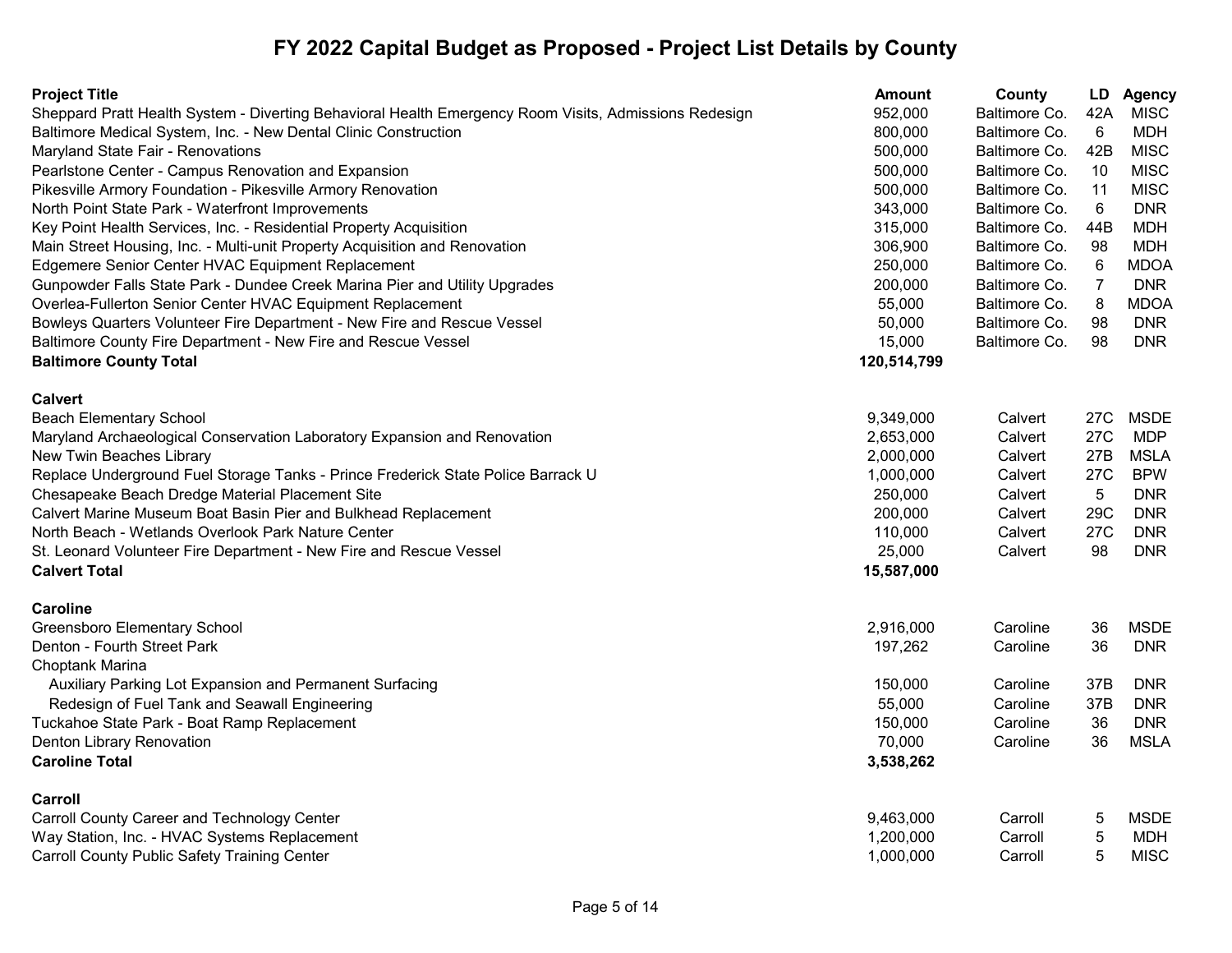# FY 2022 Capital Budget as Proposed - Project List Details by County

| Project Title | Amount | County | LD | Agency |
|---|---|---|---|---|
| Sheppard Pratt Health System - Diverting Behavioral Health Emergency Room Visits, Admissions Redesign | 952,000 | Baltimore Co. | 42A | MISC |
| Baltimore Medical System, Inc. - New Dental Clinic Construction | 800,000 | Baltimore Co. | 6 | MDH |
| Maryland State Fair - Renovations | 500,000 | Baltimore Co. | 42B | MISC |
| Pearlstone Center - Campus Renovation and Expansion | 500,000 | Baltimore Co. | 10 | MISC |
| Pikesville Armory Foundation - Pikesville Armory Renovation | 500,000 | Baltimore Co. | 11 | MISC |
| North Point State Park - Waterfront Improvements | 343,000 | Baltimore Co. | 6 | DNR |
| Key Point Health Services, Inc. - Residential Property Acquisition | 315,000 | Baltimore Co. | 44B | MDH |
| Main Street Housing, Inc. - Multi-unit Property Acquisition and Renovation | 306,900 | Baltimore Co. | 98 | MDH |
| Edgemere Senior Center HVAC Equipment Replacement | 250,000 | Baltimore Co. | 6 | MDOA |
| Gunpowder Falls State Park - Dundee Creek Marina Pier and Utility Upgrades | 200,000 | Baltimore Co. | 7 | DNR |
| Overlea-Fullerton Senior Center HVAC Equipment Replacement | 55,000 | Baltimore Co. | 8 | MDOA |
| Bowleys Quarters Volunteer Fire Department - New Fire and Rescue Vessel | 50,000 | Baltimore Co. | 98 | DNR |
| Baltimore County Fire Department - New Fire and Rescue Vessel | 15,000 | Baltimore Co. | 98 | DNR |
| **Baltimore County Total** | **120,514,799** | | | |
| | | | | |
| **Calvert** | | | | |
| Beach Elementary School | 9,349,000 | Calvert | 27C | MSDE |
| Maryland Archaeological Conservation Laboratory Expansion and Renovation | 2,653,000 | Calvert | 27C | MDP |
| New Twin Beaches Library | 2,000,000 | Calvert | 27B | MSLA |
| Replace Underground Fuel Storage Tanks - Prince Frederick State Police Barrack U | 1,000,000 | Calvert | 27C | BPW |
| Chesapeake Beach Dredge Material Placement Site | 250,000 | Calvert | 5 | DNR |
| Calvert Marine Museum Boat Basin Pier and Bulkhead Replacement | 200,000 | Calvert | 29C | DNR |
| North Beach - Wetlands Overlook Park Nature Center | 110,000 | Calvert | 27C | DNR |
| St. Leonard Volunteer Fire Department - New Fire and Rescue Vessel | 25,000 | Calvert | 98 | DNR |
| **Calvert Total** | **15,587,000** | | | |
| | | | | |
| **Caroline** | | | | |
| Greensboro Elementary School | 2,916,000 | Caroline | 36 | MSDE |
| Denton - Fourth Street Park | 197,262 | Caroline | 36 | DNR |
| Choptank Marina | | | | |
| Auxiliary Parking Lot Expansion and Permanent Surfacing | 150,000 | Caroline | 37B | DNR |
| Redesign of Fuel Tank and Seawall Engineering | 55,000 | Caroline | 37B | DNR |
| Tuckahoe State Park - Boat Ramp Replacement | 150,000 | Caroline | 36 | DNR |
| Denton Library Renovation | 70,000 | Caroline | 36 | MSLA |
| **Caroline Total** | **3,538,262** | | | |
| | | | | |
| **Carroll** | | | | |
| Carroll County Career and Technology Center | 9,463,000 | Carroll | 5 | MSDE |
| Way Station, Inc. - HVAC Systems Replacement | 1,200,000 | Carroll | 5 | MDH |
| Carroll County Public Safety Training Center | 1,000,000 | Carroll | 5 | MISC |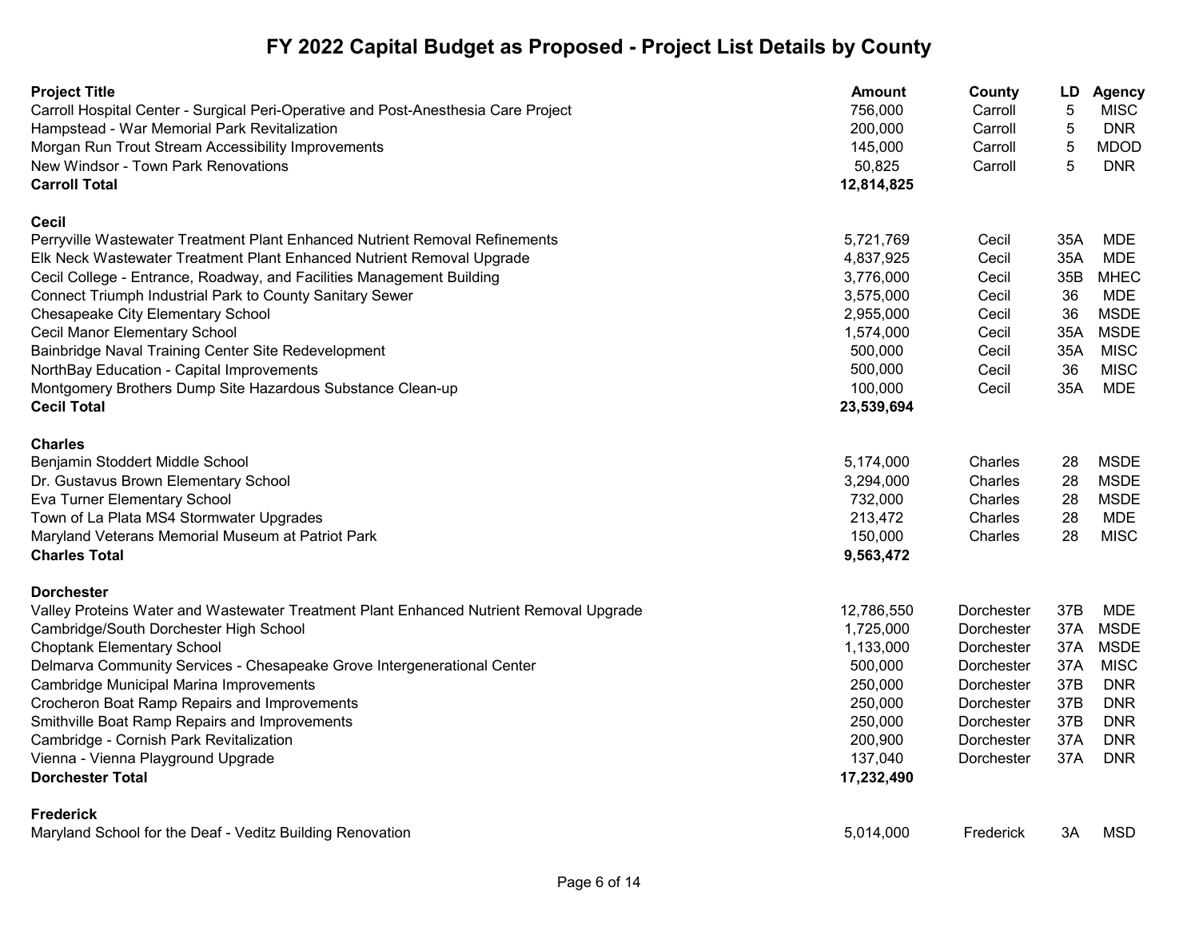# FY 2022 Capital Budget as Proposed - Project List Details by County

| Project Title | Amount | County | LD | Agency |
|---|---|---|---|---|
| Carroll Hospital Center - Surgical Peri-Operative and Post-Anesthesia Care Project | 756,000 | Carroll | 5 | MISC |
| Hampstead - War Memorial Park Revitalization | 200,000 | Carroll | 5 | DNR |
| Morgan Run Trout Stream Accessibility Improvements | 145,000 | Carroll | 5 | MDOD |
| New Windsor - Town Park Renovations | 50,825 | Carroll | 5 | DNR |
| **Carroll Total** | **12,814,825** | | | |
| **Cecil** | | | | |
| Perryville Wastewater Treatment Plant Enhanced Nutrient Removal Refinements | 5,721,769 | Cecil | 35A | MDE |
| Elk Neck Wastewater Treatment Plant Enhanced Nutrient Removal Upgrade | 4,837,925 | Cecil | 35A | MDE |
| Cecil College - Entrance, Roadway, and Facilities Management Building | 3,776,000 | Cecil | 35B | MHEC |
| Connect Triumph Industrial Park to County Sanitary Sewer | 3,575,000 | Cecil | 36 | MDE |
| Chesapeake City Elementary School | 2,955,000 | Cecil | 36 | MSDE |
| Cecil Manor Elementary School | 1,574,000 | Cecil | 35A | MSDE |
| Bainbridge Naval Training Center Site Redevelopment | 500,000 | Cecil | 35A | MISC |
| NorthBay Education - Capital Improvements | 500,000 | Cecil | 36 | MISC |
| Montgomery Brothers Dump Site Hazardous Substance Clean-up | 100,000 | Cecil | 35A | MDE |
| **Cecil Total** | **23,539,694** | | | |
| **Charles** | | | | |
| Benjamin Stoddert Middle School | 5,174,000 | Charles | 28 | MSDE |
| Dr. Gustavus Brown Elementary School | 3,294,000 | Charles | 28 | MSDE |
| Eva Turner Elementary School | 732,000 | Charles | 28 | MSDE |
| Town of La Plata MS4 Stormwater Upgrades | 213,472 | Charles | 28 | MDE |
| Maryland Veterans Memorial Museum at Patriot Park | 150,000 | Charles | 28 | MISC |
| **Charles Total** | **9,563,472** | | | |
| **Dorchester** | | | | |
| Valley Proteins Water and Wastewater Treatment Plant Enhanced Nutrient Removal Upgrade | 12,786,550 | Dorchester | 37B | MDE |
| Cambridge/South Dorchester High School | 1,725,000 | Dorchester | 37A | MSDE |
| Choptank Elementary School | 1,133,000 | Dorchester | 37A | MSDE |
| Delmarva Community Services - Chesapeake Grove Intergenerational Center | 500,000 | Dorchester | 37A | MISC |
| Cambridge Municipal Marina Improvements | 250,000 | Dorchester | 37B | DNR |
| Crocheron Boat Ramp Repairs and Improvements | 250,000 | Dorchester | 37B | DNR |
| Smithville Boat Ramp Repairs and Improvements | 250,000 | Dorchester | 37B | DNR |
| Cambridge - Cornish Park Revitalization | 200,900 | Dorchester | 37A | DNR |
| Vienna - Vienna Playground Upgrade | 137,040 | Dorchester | 37A | DNR |
| **Dorchester Total** | **17,232,490** | | | |
| **Frederick** | | | | |
| Maryland School for the Deaf - Veditz Building Renovation | 5,014,000 | Frederick | 3A | MSD |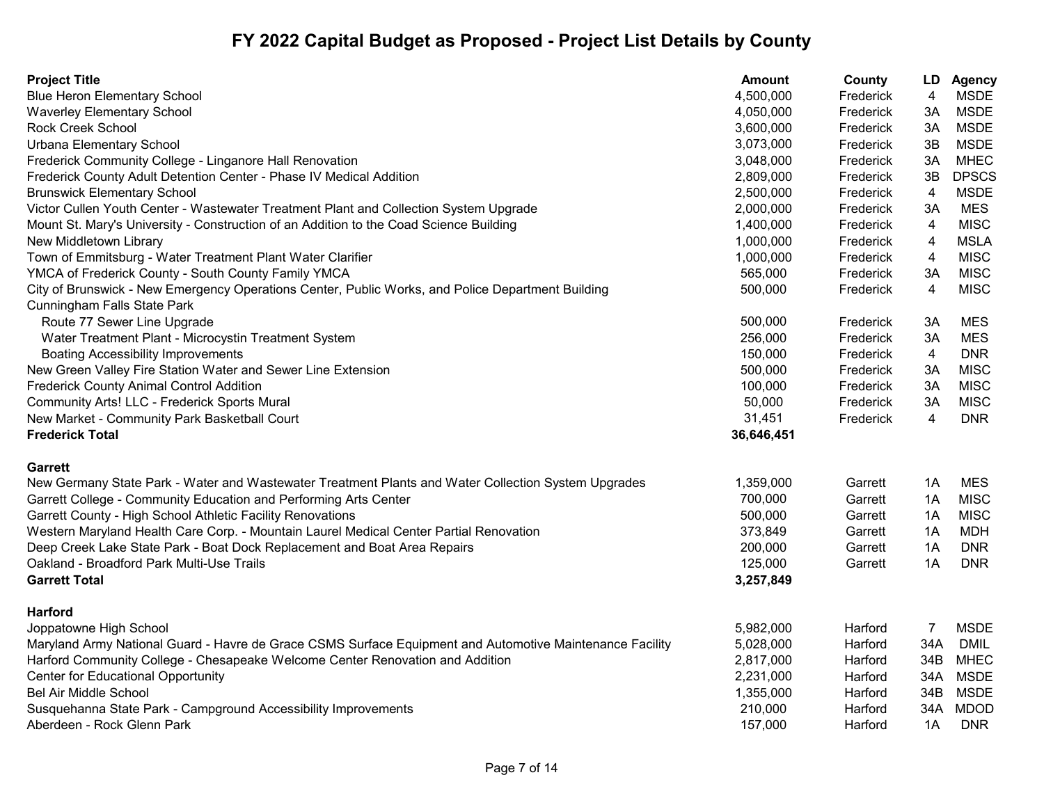# FY 2022 Capital Budget as Proposed - Project List Details by County

| Project Title | Amount | County | LD | Agency |
|---|---|---|---|---|
| Blue Heron Elementary School | 4,500,000 | Frederick | 4 | MSDE |
| Waverley Elementary School | 4,050,000 | Frederick | 3A | MSDE |
| Rock Creek School | 3,600,000 | Frederick | 3A | MSDE |
| Urbana Elementary School | 3,073,000 | Frederick | 3B | MSDE |
| Frederick Community College - Linganore Hall Renovation | 3,048,000 | Frederick | 3A | MHEC |
| Frederick County Adult Detention Center - Phase IV Medical Addition | 2,809,000 | Frederick | 3B | DPSCS |
| Brunswick Elementary School | 2,500,000 | Frederick | 4 | MSDE |
| Victor Cullen Youth Center - Wastewater Treatment Plant and Collection System Upgrade | 2,000,000 | Frederick | 3A | MES |
| Mount St. Mary's University - Construction of an Addition to the Coad Science Building | 1,400,000 | Frederick | 4 | MISC |
| New Middletown Library | 1,000,000 | Frederick | 4 | MSLA |
| Town of Emmitsburg - Water Treatment Plant Water Clarifier | 1,000,000 | Frederick | 4 | MISC |
| YMCA of Frederick County - South County Family YMCA | 565,000 | Frederick | 3A | MISC |
| City of Brunswick - New Emergency Operations Center, Public Works, and Police Department Building | 500,000 | Frederick | 4 | MISC |
| Cunningham Falls State Park | | | | |
| Route 77 Sewer Line Upgrade | 500,000 | Frederick | 3A | MES |
| Water Treatment Plant - Microcystin Treatment System | 256,000 | Frederick | 3A | MES |
| Boating Accessibility Improvements | 150,000 | Frederick | 4 | DNR |
| New Green Valley Fire Station Water and Sewer Line Extension | 500,000 | Frederick | 3A | MISC |
| Frederick County Animal Control Addition | 100,000 | Frederick | 3A | MISC |
| Community Arts! LLC - Frederick Sports Mural | 50,000 | Frederick | 3A | MISC |
| New Market - Community Park Basketball Court | 31,451 | Frederick | 4 | DNR |
| **Frederick Total** | **36,646,451** | | | |
| **Garrett** | | | | |
| New Germany State Park - Water and Wastewater Treatment Plants and Water Collection System Upgrades | 1,359,000 | Garrett | 1A | MES |
| Garrett College - Community Education and Performing Arts Center | 700,000 | Garrett | 1A | MISC |
| Garrett County - High School Athletic Facility Renovations | 500,000 | Garrett | 1A | MISC |
| Western Maryland Health Care Corp. - Mountain Laurel Medical Center Partial Renovation | 373,849 | Garrett | 1A | MDH |
| Deep Creek Lake State Park - Boat Dock Replacement and Boat Area Repairs | 200,000 | Garrett | 1A | DNR |
| Oakland - Broadford Park Multi-Use Trails | 125,000 | Garrett | 1A | DNR |
| **Garrett Total** | **3,257,849** | | | |
| **Harford** | | | | |
| Joppatowne High School | 5,982,000 | Harford | 7 | MSDE |
| Maryland Army National Guard - Havre de Grace CSMS Surface Equipment and Automotive Maintenance Facility | 5,028,000 | Harford | 34A | DMIL |
| Harford Community College - Chesapeake Welcome Center Renovation and Addition | 2,817,000 | Harford | 34B | MHEC |
| Center for Educational Opportunity | 2,231,000 | Harford | 34A | MSDE |
| Bel Air Middle School | 1,355,000 | Harford | 34B | MSDE |
| Susquehanna State Park - Campground Accessibility Improvements | 210,000 | Harford | 34A | MDOD |
| Aberdeen - Rock Glenn Park | 157,000 | Harford | 1A | DNR |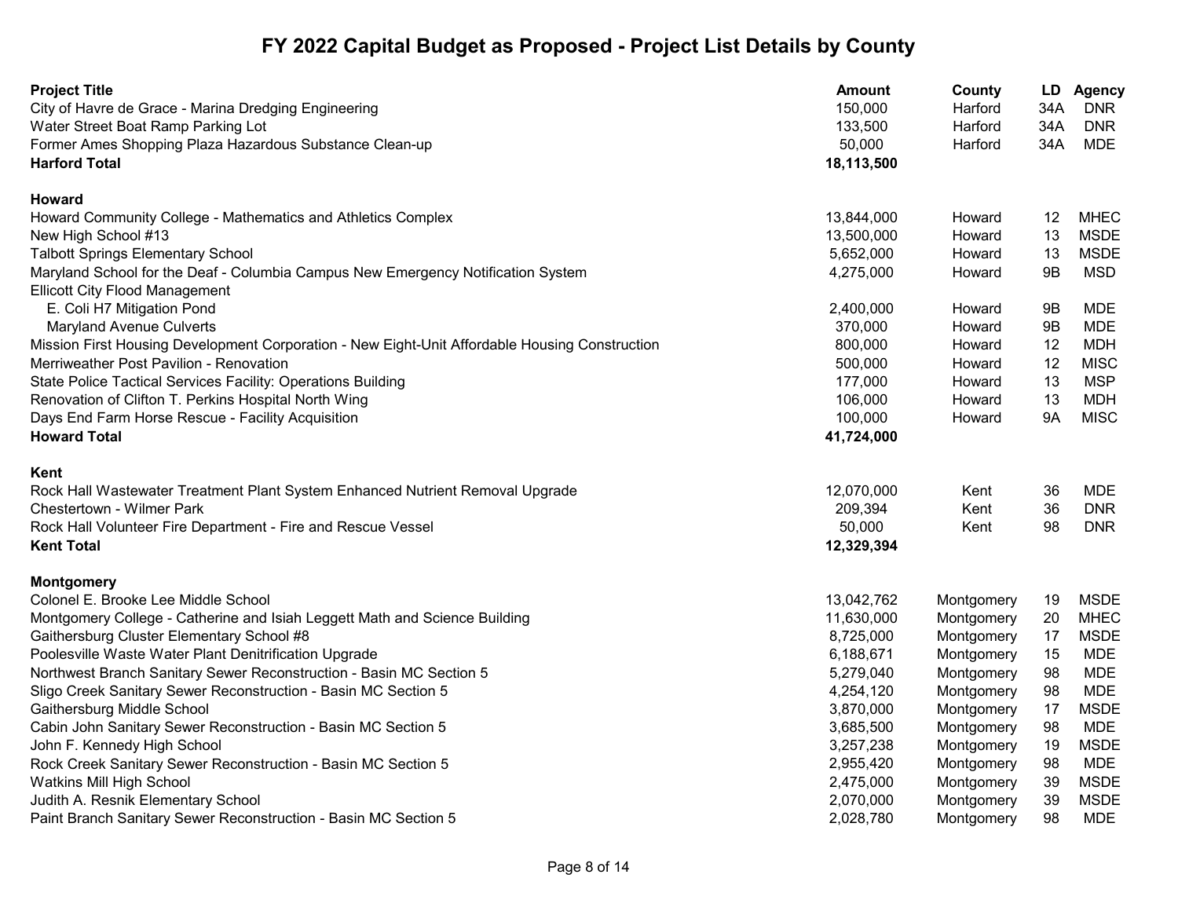# FY 2022 Capital Budget as Proposed - Project List Details by County

| Project Title | Amount | County | LD | Agency |
|---|---|---|---|---|
| City of Havre de Grace - Marina Dredging Engineering | 150,000 | Harford | 34A | DNR |
| Water Street Boat Ramp Parking Lot | 133,500 | Harford | 34A | DNR |
| Former Ames Shopping Plaza Hazardous Substance Clean-up | 50,000 | Harford | 34A | MDE |
| **Harford Total** | **18,113,500** | | | |
| | | | | |
| **Howard** | | | | |
| Howard Community College - Mathematics and Athletics Complex | 13,844,000 | Howard | 12 | MHEC |
| New High School #13 | 13,500,000 | Howard | 13 | MSDE |
| Talbott Springs Elementary School | 5,652,000 | Howard | 13 | MSDE |
| Maryland School for the Deaf - Columbia Campus New Emergency Notification System | 4,275,000 | Howard | 9B | MSD |
| Ellicott City Flood Management | | | | |
| E. Coli H7 Mitigation Pond | 2,400,000 | Howard | 9B | MDE |
| Maryland Avenue Culverts | 370,000 | Howard | 9B | MDE |
| Mission First Housing Development Corporation - New Eight-Unit Affordable Housing Construction | 800,000 | Howard | 12 | MDH |
| Merriweather Post Pavilion - Renovation | 500,000 | Howard | 12 | MISC |
| State Police Tactical Services Facility: Operations Building | 177,000 | Howard | 13 | MSP |
| Renovation of Clifton T. Perkins Hospital North Wing | 106,000 | Howard | 13 | MDH |
| Days End Farm Horse Rescue - Facility Acquisition | 100,000 | Howard | 9A | MISC |
| **Howard Total** | **41,724,000** | | | |
| | | | | |
| **Kent** | | | | |
| Rock Hall Wastewater Treatment Plant System Enhanced Nutrient Removal Upgrade | 12,070,000 | Kent | 36 | MDE |
| Chestertown - Wilmer Park | 209,394 | Kent | 36 | DNR |
| Rock Hall Volunteer Fire Department - Fire and Rescue Vessel | 50,000 | Kent | 98 | DNR |
| **Kent Total** | **12,329,394** | | | |
| | | | | |
| **Montgomery** | | | | |
| Colonel E. Brooke Lee Middle School | 13,042,762 | Montgomery | 19 | MSDE |
| Montgomery College - Catherine and Isiah Leggett Math and Science Building | 11,630,000 | Montgomery | 20 | MHEC |
| Gaithersburg Cluster Elementary School #8 | 8,725,000 | Montgomery | 17 | MSDE |
| Poolesville Waste Water Plant Denitrification Upgrade | 6,188,671 | Montgomery | 15 | MDE |
| Northwest Branch Sanitary Sewer Reconstruction - Basin MC Section 5 | 5,279,040 | Montgomery | 98 | MDE |
| Sligo Creek Sanitary Sewer Reconstruction - Basin MC Section 5 | 4,254,120 | Montgomery | 98 | MDE |
| Gaithersburg Middle School | 3,870,000 | Montgomery | 17 | MSDE |
| Cabin John Sanitary Sewer Reconstruction - Basin MC Section 5 | 3,685,500 | Montgomery | 98 | MDE |
| John F. Kennedy High School | 3,257,238 | Montgomery | 19 | MSDE |
| Rock Creek Sanitary Sewer Reconstruction - Basin MC Section 5 | 2,955,420 | Montgomery | 98 | MDE |
| Watkins Mill High School | 2,475,000 | Montgomery | 39 | MSDE |
| Judith A. Resnik Elementary School | 2,070,000 | Montgomery | 39 | MSDE |
| Paint Branch Sanitary Sewer Reconstruction - Basin MC Section 5 | 2,028,780 | Montgomery | 98 | MDE |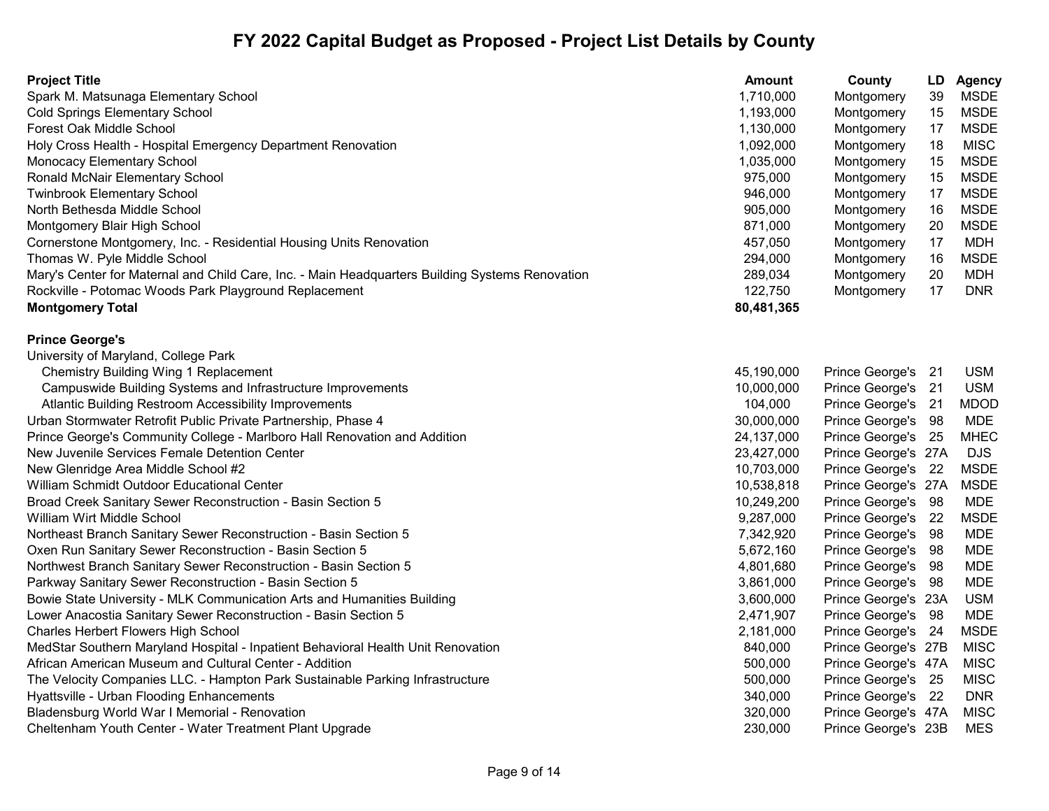# FY 2022 Capital Budget as Proposed - Project List Details by County

| Project Title | Amount | County | LD | Agency |
|---|---|---|---|---|
| Spark M. Matsunaga Elementary School | 1,710,000 | Montgomery | 39 | MSDE |
| Cold Springs Elementary School | 1,193,000 | Montgomery | 15 | MSDE |
| Forest Oak Middle School | 1,130,000 | Montgomery | 17 | MSDE |
| Holy Cross Health - Hospital Emergency Department Renovation | 1,092,000 | Montgomery | 18 | MISC |
| Monocacy Elementary School | 1,035,000 | Montgomery | 15 | MSDE |
| Ronald McNair Elementary School | 975,000 | Montgomery | 15 | MSDE |
| Twinbrook Elementary School | 946,000 | Montgomery | 17 | MSDE |
| North Bethesda Middle School | 905,000 | Montgomery | 16 | MSDE |
| Montgomery Blair High School | 871,000 | Montgomery | 20 | MSDE |
| Cornerstone Montgomery, Inc. - Residential Housing Units Renovation | 457,050 | Montgomery | 17 | MDH |
| Thomas W. Pyle Middle School | 294,000 | Montgomery | 16 | MSDE |
| Mary's Center for Maternal and Child Care, Inc. - Main Headquarters Building Systems Renovation | 289,034 | Montgomery | 20 | MDH |
| Rockville - Potomac Woods Park Playground Replacement | 122,750 | Montgomery | 17 | DNR |
| **Montgomery Total** | **80,481,365** | | | |
| | | | | |
| **Prince George's** | | | | |
| University of Maryland, College Park | | | | |
| Chemistry Building Wing 1 Replacement | 45,190,000 | Prince George's | 21 | USM |
| Campuswide Building Systems and Infrastructure Improvements | 10,000,000 | Prince George's | 21 | USM |
| Atlantic Building Restroom Accessibility Improvements | 104,000 | Prince George's | 21 | MDOD |
| Urban Stormwater Retrofit Public Private Partnership, Phase 4 | 30,000,000 | Prince George's | 98 | MDE |
| Prince George's Community College - Marlboro Hall Renovation and Addition | 24,137,000 | Prince George's | 25 | MHEC |
| New Juvenile Services Female Detention Center | 23,427,000 | Prince George's | 27A | DJS |
| New Glenridge Area Middle School #2 | 10,703,000 | Prince George's | 22 | MSDE |
| William Schmidt Outdoor Educational Center | 10,538,818 | Prince George's | 27A | MSDE |
| Broad Creek Sanitary Sewer Reconstruction - Basin Section 5 | 10,249,200 | Prince George's | 98 | MDE |
| William Wirt Middle School | 9,287,000 | Prince George's | 22 | MSDE |
| Northeast Branch Sanitary Sewer Reconstruction - Basin Section 5 | 7,342,920 | Prince George's | 98 | MDE |
| Oxen Run Sanitary Sewer Reconstruction - Basin Section 5 | 5,672,160 | Prince George's | 98 | MDE |
| Northwest Branch Sanitary Sewer Reconstruction - Basin Section 5 | 4,801,680 | Prince George's | 98 | MDE |
| Parkway Sanitary Sewer Reconstruction - Basin Section 5 | 3,861,000 | Prince George's | 98 | MDE |
| Bowie State University - MLK Communication Arts and Humanities Building | 3,600,000 | Prince George's | 23A | USM |
| Lower Anacostia Sanitary Sewer Reconstruction - Basin Section 5 | 2,471,907 | Prince George's | 98 | MDE |
| Charles Herbert Flowers High School | 2,181,000 | Prince George's | 24 | MSDE |
| MedStar Southern Maryland Hospital - Inpatient Behavioral Health Unit Renovation | 840,000 | Prince George's | 27B | MISC |
| African American Museum and Cultural Center - Addition | 500,000 | Prince George's | 47A | MISC |
| The Velocity Companies LLC. - Hampton Park Sustainable Parking Infrastructure | 500,000 | Prince George's | 25 | MISC |
| Hyattsville - Urban Flooding Enhancements | 340,000 | Prince George's | 22 | DNR |
| Bladensburg World War I Memorial - Renovation | 320,000 | Prince George's | 47A | MISC |
| Cheltenham Youth Center - Water Treatment Plant Upgrade | 230,000 | Prince George's | 23B | MES |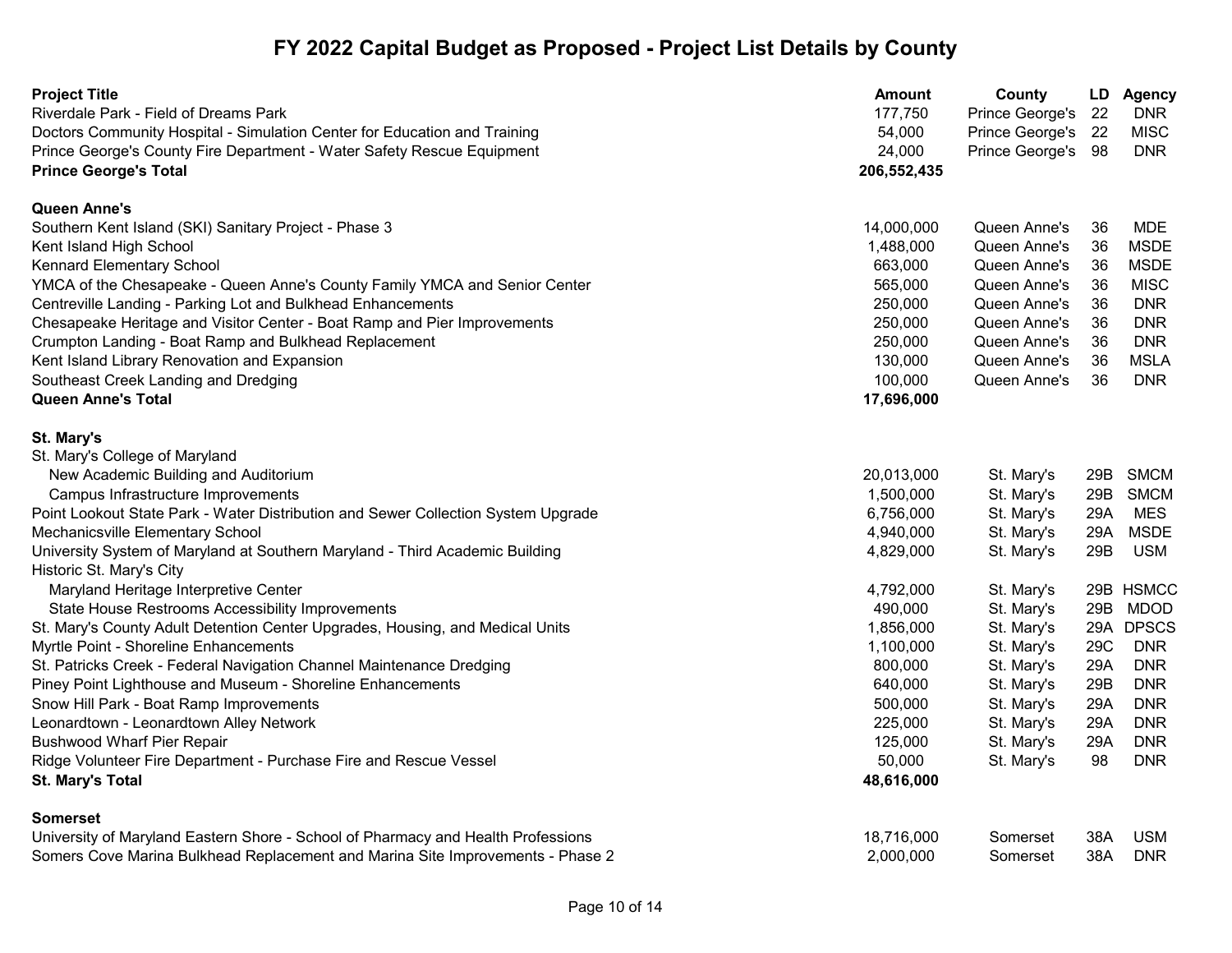# FY 2022 Capital Budget as Proposed - Project List Details by County

| Project Title | Amount | County | LD | Agency |
|---|---|---|---|---|
| Riverdale Park - Field of Dreams Park | 177,750 | Prince George's | 22 | DNR |
| Doctors Community Hospital - Simulation Center for Education and Training | 54,000 | Prince George's | 22 | MISC |
| Prince George's County Fire Department - Water Safety Rescue Equipment | 24,000 | Prince George's | 98 | DNR |
| **Prince George's Total** | **206,552,435** | | | |
| | | | | |
| **Queen Anne's** | | | | |
| Southern Kent Island (SKI) Sanitary Project - Phase 3 | 14,000,000 | Queen Anne's | 36 | MDE |
| Kent Island High School | 1,488,000 | Queen Anne's | 36 | MSDE |
| Kennard Elementary School | 663,000 | Queen Anne's | 36 | MSDE |
| YMCA of the Chesapeake - Queen Anne's County Family YMCA and Senior Center | 565,000 | Queen Anne's | 36 | MISC |
| Centreville Landing - Parking Lot and Bulkhead Enhancements | 250,000 | Queen Anne's | 36 | DNR |
| Chesapeake Heritage and Visitor Center - Boat Ramp and Pier Improvements | 250,000 | Queen Anne's | 36 | DNR |
| Crumpton Landing - Boat Ramp and Bulkhead Replacement | 250,000 | Queen Anne's | 36 | DNR |
| Kent Island Library Renovation and Expansion | 130,000 | Queen Anne's | 36 | MSLA |
| Southeast Creek Landing and Dredging | 100,000 | Queen Anne's | 36 | DNR |
| **Queen Anne's Total** | **17,696,000** | | | |
| | | | | |
| **St. Mary's** | | | | |
| St. Mary's College of Maryland | | | | |
| New Academic Building and Auditorium | 20,013,000 | St. Mary's | 29B | SMCM |
| Campus Infrastructure Improvements | 1,500,000 | St. Mary's | 29B | SMCM |
| Point Lookout State Park - Water Distribution and Sewer Collection System Upgrade | 6,756,000 | St. Mary's | 29A | MES |
| Mechanicsville Elementary School | 4,940,000 | St. Mary's | 29A | MSDE |
| University System of Maryland at Southern Maryland - Third Academic Building | 4,829,000 | St. Mary's | 29B | USM |
| Historic St. Mary's City | | | | |
| Maryland Heritage Interpretive Center | 4,792,000 | St. Mary's | 29B | HSMCC |
| State House Restrooms Accessibility Improvements | 490,000 | St. Mary's | 29B | MDOD |
| St. Mary's County Adult Detention Center Upgrades, Housing, and Medical Units | 1,856,000 | St. Mary's | 29A | DPSCS |
| Myrtle Point - Shoreline Enhancements | 1,100,000 | St. Mary's | 29C | DNR |
| St. Patricks Creek - Federal Navigation Channel Maintenance Dredging | 800,000 | St. Mary's | 29A | DNR |
| Piney Point Lighthouse and Museum - Shoreline Enhancements | 640,000 | St. Mary's | 29B | DNR |
| Snow Hill Park - Boat Ramp Improvements | 500,000 | St. Mary's | 29A | DNR |
| Leonardtown - Leonardtown Alley Network | 225,000 | St. Mary's | 29A | DNR |
| Bushwood Wharf Pier Repair | 125,000 | St. Mary's | 29A | DNR |
| Ridge Volunteer Fire Department - Purchase Fire and Rescue Vessel | 50,000 | St. Mary's | 98 | DNR |
| **St. Mary's Total** | **48,616,000** | | | |
| | | | | |
| **Somerset** | | | | |
| University of Maryland Eastern Shore - School of Pharmacy and Health Professions | 18,716,000 | Somerset | 38A | USM |
| Somers Cove Marina Bulkhead Replacement and Marina Site Improvements - Phase 2 | 2,000,000 | Somerset | 38A | DNR |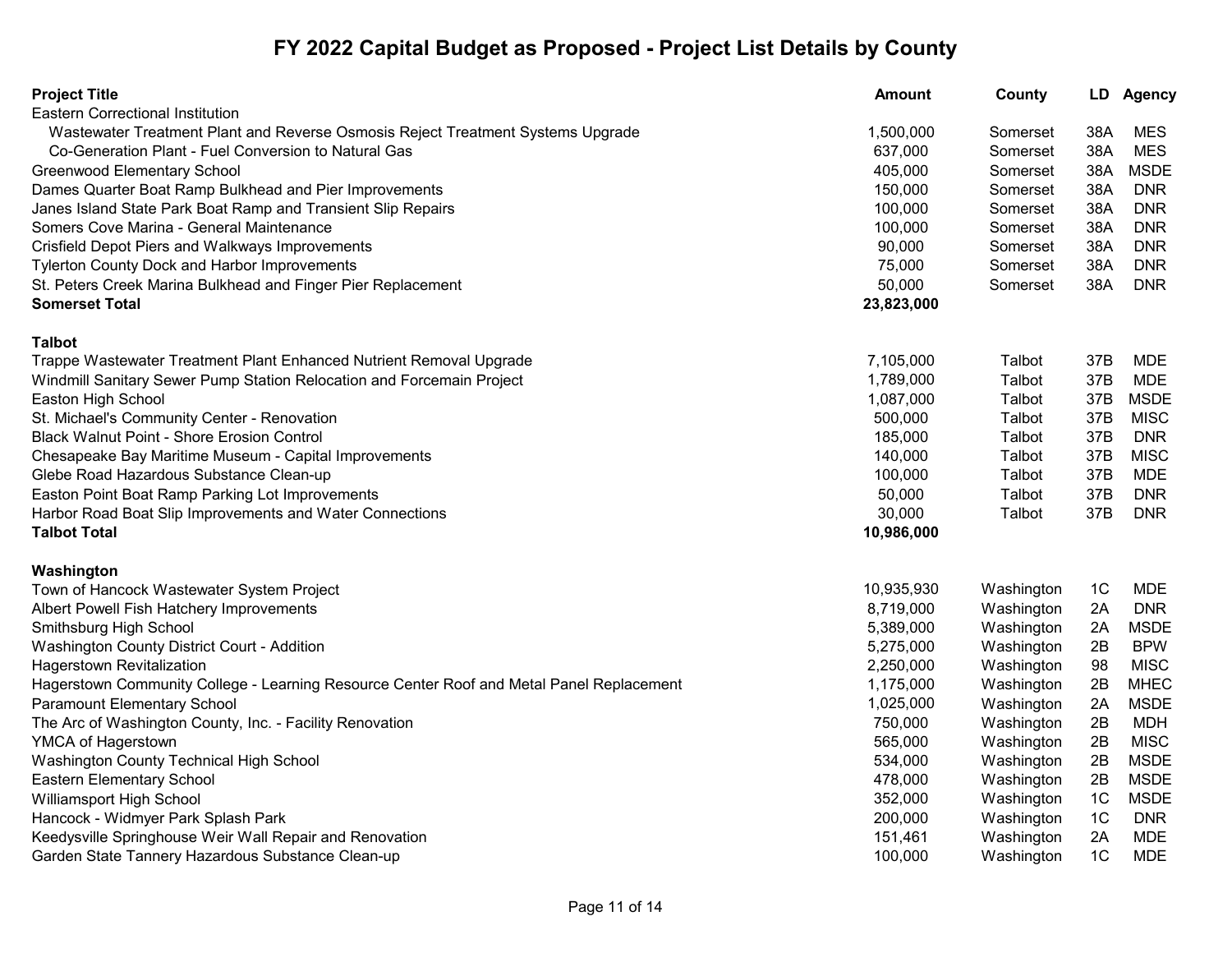# FY 2022 Capital Budget as Proposed - Project List Details by County

| Project Title | Amount | County | LD | Agency |
|---|---|---|---|---|
| Eastern Correctional Institution | | | | |
| Wastewater Treatment Plant and Reverse Osmosis Reject Treatment Systems Upgrade | 1,500,000 | Somerset | 38A | MES |
| Co-Generation Plant - Fuel Conversion to Natural Gas | 637,000 | Somerset | 38A | MES |
| Greenwood Elementary School | 405,000 | Somerset | 38A | MSDE |
| Dames Quarter Boat Ramp Bulkhead and Pier Improvements | 150,000 | Somerset | 38A | DNR |
| Janes Island State Park Boat Ramp and Transient Slip Repairs | 100,000 | Somerset | 38A | DNR |
| Somers Cove Marina - General Maintenance | 100,000 | Somerset | 38A | DNR |
| Crisfield Depot Piers and Walkways Improvements | 90,000 | Somerset | 38A | DNR |
| Tylerton County Dock and Harbor Improvements | 75,000 | Somerset | 38A | DNR |
| St. Peters Creek Marina Bulkhead and Finger Pier Replacement | 50,000 | Somerset | 38A | DNR |
| **Somerset Total** | **23,823,000** | | | |
| | | | | |
| **Talbot** | | | | |
| Trappe Wastewater Treatment Plant Enhanced Nutrient Removal Upgrade | 7,105,000 | Talbot | 37B | MDE |
| Windmill Sanitary Sewer Pump Station Relocation and Forcemain Project | 1,789,000 | Talbot | 37B | MDE |
| Easton High School | 1,087,000 | Talbot | 37B | MSDE |
| St. Michael's Community Center - Renovation | 500,000 | Talbot | 37B | MISC |
| Black Walnut Point - Shore Erosion Control | 185,000 | Talbot | 37B | DNR |
| Chesapeake Bay Maritime Museum - Capital Improvements | 140,000 | Talbot | 37B | MISC |
| Glebe Road Hazardous Substance Clean-up | 100,000 | Talbot | 37B | MDE |
| Easton Point Boat Ramp Parking Lot Improvements | 50,000 | Talbot | 37B | DNR |
| Harbor Road Boat Slip Improvements and Water Connections | 30,000 | Talbot | 37B | DNR |
| **Talbot Total** | **10,986,000** | | | |
| | | | | |
| **Washington** | | | | |
| Town of Hancock Wastewater System Project | 10,935,930 | Washington | 1C | MDE |
| Albert Powell Fish Hatchery Improvements | 8,719,000 | Washington | 2A | DNR |
| Smithsburg High School | 5,389,000 | Washington | 2A | MSDE |
| Washington County District Court - Addition | 5,275,000 | Washington | 2B | BPW |
| Hagerstown Revitalization | 2,250,000 | Washington | 98 | MISC |
| Hagerstown Community College - Learning Resource Center Roof and Metal Panel Replacement | 1,175,000 | Washington | 2B | MHEC |
| Paramount Elementary School | 1,025,000 | Washington | 2A | MSDE |
| The Arc of Washington County, Inc. - Facility Renovation | 750,000 | Washington | 2B | MDH |
| YMCA of Hagerstown | 565,000 | Washington | 2B | MISC |
| Washington County Technical High School | 534,000 | Washington | 2B | MSDE |
| Eastern Elementary School | 478,000 | Washington | 2B | MSDE |
| Williamsport High School | 352,000 | Washington | 1C | MSDE |
| Hancock - Widmyer Park Splash Park | 200,000 | Washington | 1C | DNR |
| Keedysville Springhouse Weir Wall Repair and Renovation | 151,461 | Washington | 2A | MDE |
| Garden State Tannery Hazardous Substance Clean-up | 100,000 | Washington | 1C | MDE |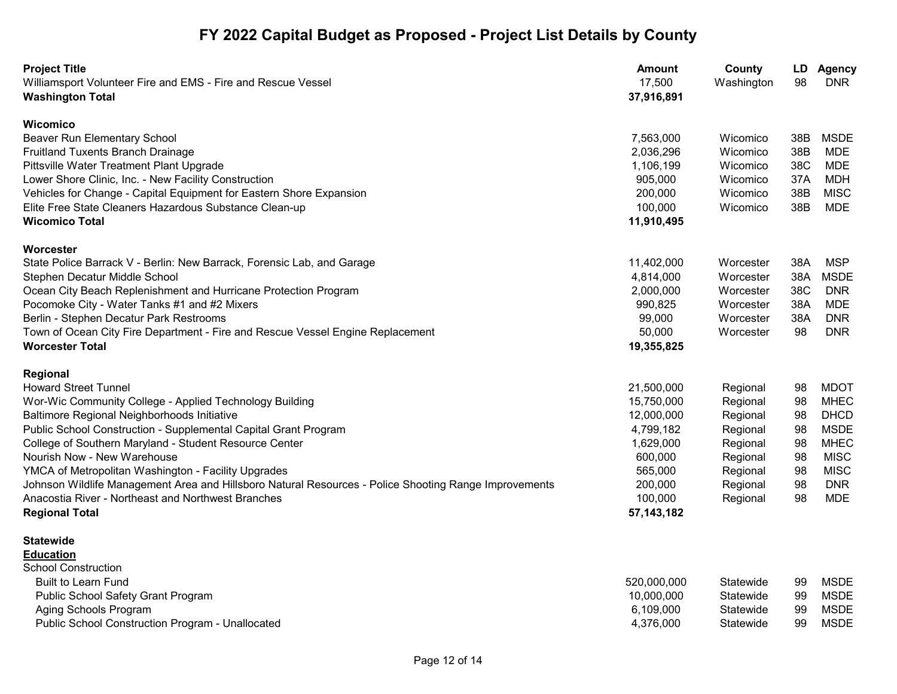# FY 2022 Capital Budget as Proposed - Project List Details by County

| Project Title | Amount | County | LD | Agency |
|---|---|---|---|---|
| Williamsport Volunteer Fire and EMS - Fire and Rescue Vessel | 17,500 | Washington | 98 | DNR |
| **Washington Total** | **37,916,891** | | | |
| | | | | |
| **Wicomico** | | | | |
| Beaver Run Elementary School | 7,563,000 | Wicomico | 38B | MSDE |
| Fruitland Tuxents Branch Drainage | 2,036,296 | Wicomico | 38B | MDE |
| Pittsville Water Treatment Plant Upgrade | 1,106,199 | Wicomico | 38C | MDE |
| Lower Shore Clinic, Inc. - New Facility Construction | 905,000 | Wicomico | 37A | MDH |
| Vehicles for Change - Capital Equipment for Eastern Shore Expansion | 200,000 | Wicomico | 38B | MISC |
| Elite Free State Cleaners Hazardous Substance Clean-up | 100,000 | Wicomico | 38B | MDE |
| **Wicomico Total** | **11,910,495** | | | |
| | | | | |
| **Worcester** | | | | |
| State Police Barrack V - Berlin: New Barrack, Forensic Lab, and Garage | 11,402,000 | Worcester | 38A | MSP |
| Stephen Decatur Middle School | 4,814,000 | Worcester | 38A | MSDE |
| Ocean City Beach Replenishment and Hurricane Protection Program | 2,000,000 | Worcester | 38C | DNR |
| Pocomoke City - Water Tanks #1 and #2 Mixers | 990,825 | Worcester | 38A | MDE |
| Berlin - Stephen Decatur Park Restrooms | 99,000 | Worcester | 38A | DNR |
| Town of Ocean City Fire Department - Fire and Rescue Vessel Engine Replacement | 50,000 | Worcester | 98 | DNR |
| **Worcester Total** | **19,355,825** | | | |
| | | | | |
| **Regional** | | | | |
| Howard Street Tunnel | 21,500,000 | Regional | 98 | MDOT |
| Wor-Wic Community College - Applied Technology Building | 15,750,000 | Regional | 98 | MHEC |
| Baltimore Regional Neighborhoods Initiative | 12,000,000 | Regional | 98 | DHCD |
| Public School Construction - Supplemental Capital Grant Program | 4,799,182 | Regional | 98 | MSDE |
| College of Southern Maryland - Student Resource Center | 1,629,000 | Regional | 98 | MHEC |
| Nourish Now - New Warehouse | 600,000 | Regional | 98 | MISC |
| YMCA of Metropolitan Washington - Facility Upgrades | 565,000 | Regional | 98 | MISC |
| Johnson Wildlife Management Area and Hillsboro Natural Resources - Police Shooting Range Improvements | 200,000 | Regional | 98 | DNR |
| Anacostia River - Northeast and Northwest Branches | 100,000 | Regional | 98 | MDE |
| **Regional Total** | **57,143,182** | | | |
| | | | | |
| **Statewide** | | | | |
| **Education** | | | | |
| School Construction | | | | |
| Built to Learn Fund | 520,000,000 | Statewide | 99 | MSDE |
| Public School Safety Grant Program | 10,000,000 | Statewide | 99 | MSDE |
| Aging Schools Program | 6,109,000 | Statewide | 99 | MSDE |
| Public School Construction Program - Unallocated | 4,376,000 | Statewide | 99 | MSDE |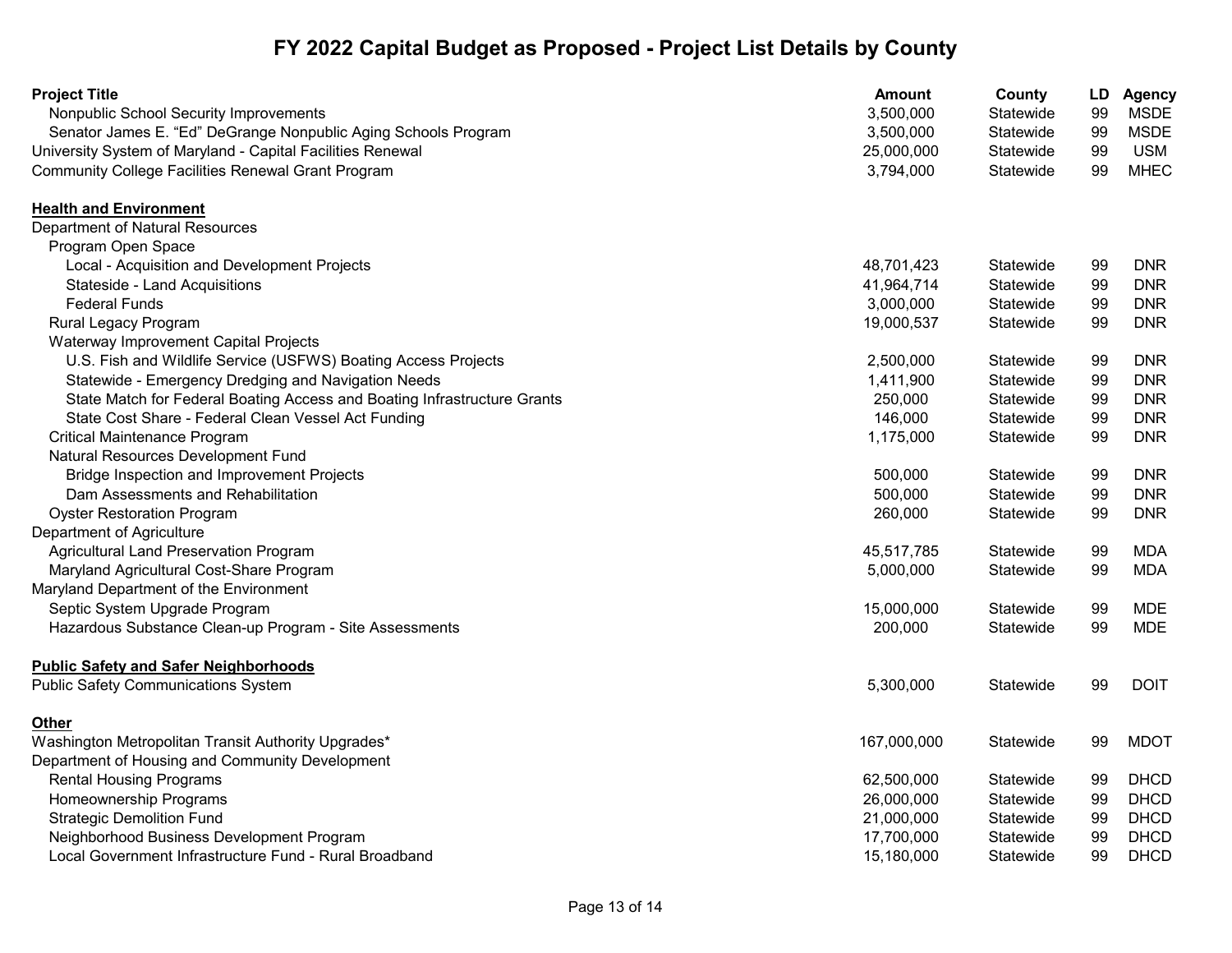# FY 2022 Capital Budget as Proposed - Project List Details by County

| Project Title | Amount | County | LD | Agency |
|---|---|---|---|---|
| Nonpublic School Security Improvements | 3,500,000 | Statewide | 99 | MSDE |
| Senator James E. "Ed" DeGrange Nonpublic Aging Schools Program | 3,500,000 | Statewide | 99 | MSDE |
| University System of Maryland - Capital Facilities Renewal | 25,000,000 | Statewide | 99 | USM |
| Community College Facilities Renewal Grant Program | 3,794,000 | Statewide | 99 | MHEC |
| **Health and Environment** | | | | |
| Department of Natural Resources | | | | |
| Program Open Space | | | | |
| Local - Acquisition and Development Projects | 48,701,423 | Statewide | 99 | DNR |
| Stateside - Land Acquisitions | 41,964,714 | Statewide | 99 | DNR |
| Federal Funds | 3,000,000 | Statewide | 99 | DNR |
| Rural Legacy Program | 19,000,537 | Statewide | 99 | DNR |
| Waterway Improvement Capital Projects | | | | |
| U.S. Fish and Wildlife Service (USFWS) Boating Access Projects | 2,500,000 | Statewide | 99 | DNR |
| Statewide - Emergency Dredging and Navigation Needs | 1,411,900 | Statewide | 99 | DNR |
| State Match for Federal Boating Access and Boating Infrastructure Grants | 250,000 | Statewide | 99 | DNR |
| State Cost Share - Federal Clean Vessel Act Funding | 146,000 | Statewide | 99 | DNR |
| Critical Maintenance Program | 1,175,000 | Statewide | 99 | DNR |
| Natural Resources Development Fund | | | | |
| Bridge Inspection and Improvement Projects | 500,000 | Statewide | 99 | DNR |
| Dam Assessments and Rehabilitation | 500,000 | Statewide | 99 | DNR |
| Oyster Restoration Program | 260,000 | Statewide | 99 | DNR |
| Department of Agriculture | | | | |
| Agricultural Land Preservation Program | 45,517,785 | Statewide | 99 | MDA |
| Maryland Agricultural Cost-Share Program | 5,000,000 | Statewide | 99 | MDA |
| Maryland Department of the Environment | | | | |
| Septic System Upgrade Program | 15,000,000 | Statewide | 99 | MDE |
| Hazardous Substance Clean-up Program - Site Assessments | 200,000 | Statewide | 99 | MDE |
| **Public Safety and Safer Neighborhoods** | | | | |
| Public Safety Communications System | 5,300,000 | Statewide | 99 | DOIT |
| **Other** | | | | |
| Washington Metropolitan Transit Authority Upgrades* | 167,000,000 | Statewide | 99 | MDOT |
| Department of Housing and Community Development | | | | |
| Rental Housing Programs | 62,500,000 | Statewide | 99 | DHCD |
| Homeownership Programs | 26,000,000 | Statewide | 99 | DHCD |
| Strategic Demolition Fund | 21,000,000 | Statewide | 99 | DHCD |
| Neighborhood Business Development Program | 17,700,000 | Statewide | 99 | DHCD |
| Local Government Infrastructure Fund - Rural Broadband | 15,180,000 | Statewide | 99 | DHCD |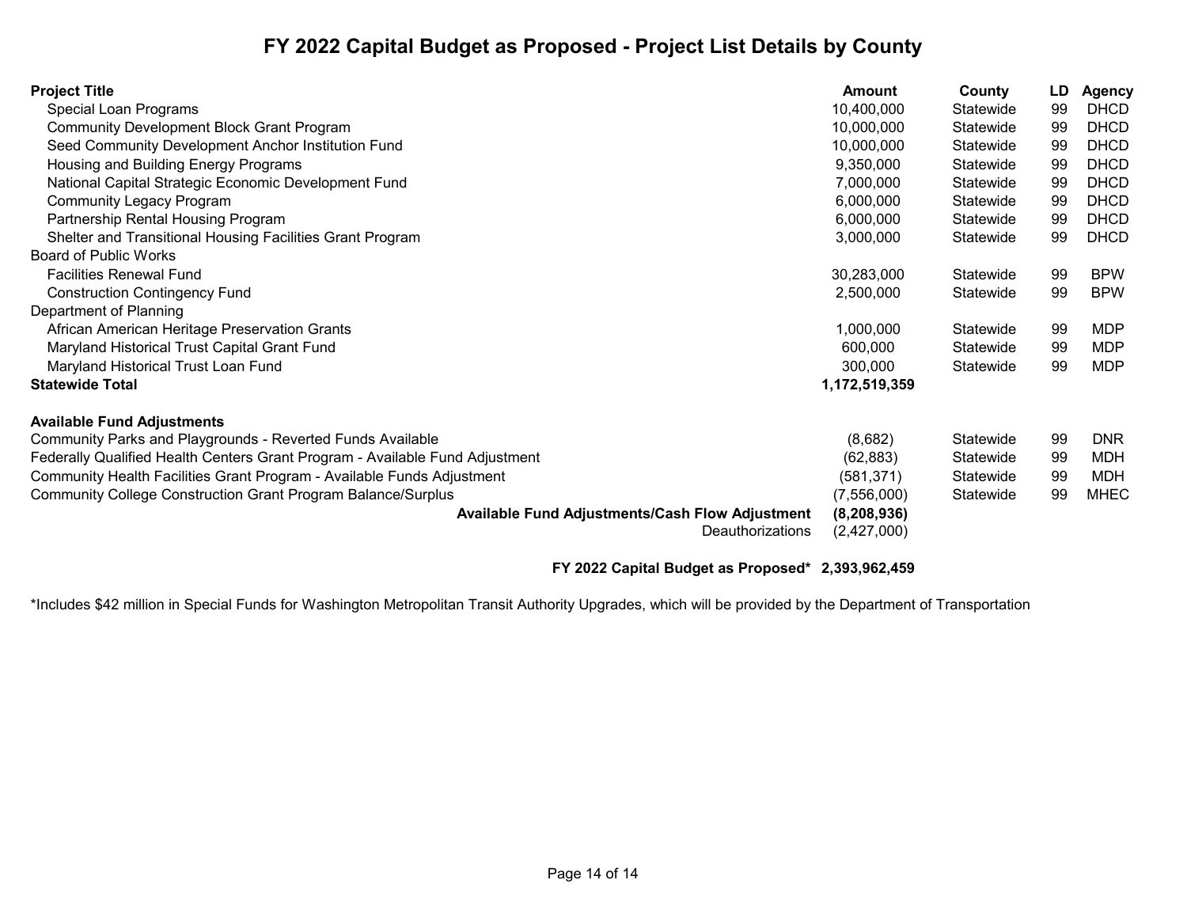# FY 2022 Capital Budget as Proposed - Project List Details by County

| Project Title | Amount | County | LD | Agency |
|---|---|---|---|---|
| Special Loan Programs | 10,400,000 | Statewide | 99 | DHCD |
| Community Development Block Grant Program | 10,000,000 | Statewide | 99 | DHCD |
| Seed Community Development Anchor Institution Fund | 10,000,000 | Statewide | 99 | DHCD |
| Housing and Building Energy Programs | 9,350,000 | Statewide | 99 | DHCD |
| National Capital Strategic Economic Development Fund | 7,000,000 | Statewide | 99 | DHCD |
| Community Legacy Program | 6,000,000 | Statewide | 99 | DHCD |
| Partnership Rental Housing Program | 6,000,000 | Statewide | 99 | DHCD |
| Shelter and Transitional Housing Facilities Grant Program | 3,000,000 | Statewide | 99 | DHCD |
| Board of Public Works | | | | |
| Facilities Renewal Fund | 30,283,000 | Statewide | 99 | BPW |
| Construction Contingency Fund | 2,500,000 | Statewide | 99 | BPW |
| Department of Planning | | | | |
| African American Heritage Preservation Grants | 1,000,000 | Statewide | 99 | MDP |
| Maryland Historical Trust Capital Grant Fund | 600,000 | Statewide | 99 | MDP |
| Maryland Historical Trust Loan Fund | 300,000 | Statewide | 99 | MDP |
| **Statewide Total** | **1,172,519,359** | | | |
| | | | | |
| **Available Fund Adjustments** | | | | |
| Community Parks and Playgrounds - Reverted Funds Available | (8,682) | Statewide | 99 | DNR |
| Federally Qualified Health Centers Grant Program - Available Fund Adjustment | (62,883) | Statewide | 99 | MDH |
| Community Health Facilities Grant Program - Available Funds Adjustment | (581,371) | Statewide | 99 | MDH |
| Community College Construction Grant Program Balance/Surplus | (7,556,000) | Statewide | 99 | MHEC |
| **Available Fund Adjustments/Cash Flow Adjustment** | **(8,208,936)** | | | |
| Deauthorizations | (2,427,000) | | | |
| | | | | |
| **FY 2022 Capital Budget as Proposed*** | **2,393,962,459** | | | |

*Includes $42 million in Special Funds for Washington Metropolitan Transit Authority Upgrades, which will be provided by the Department of Transportation